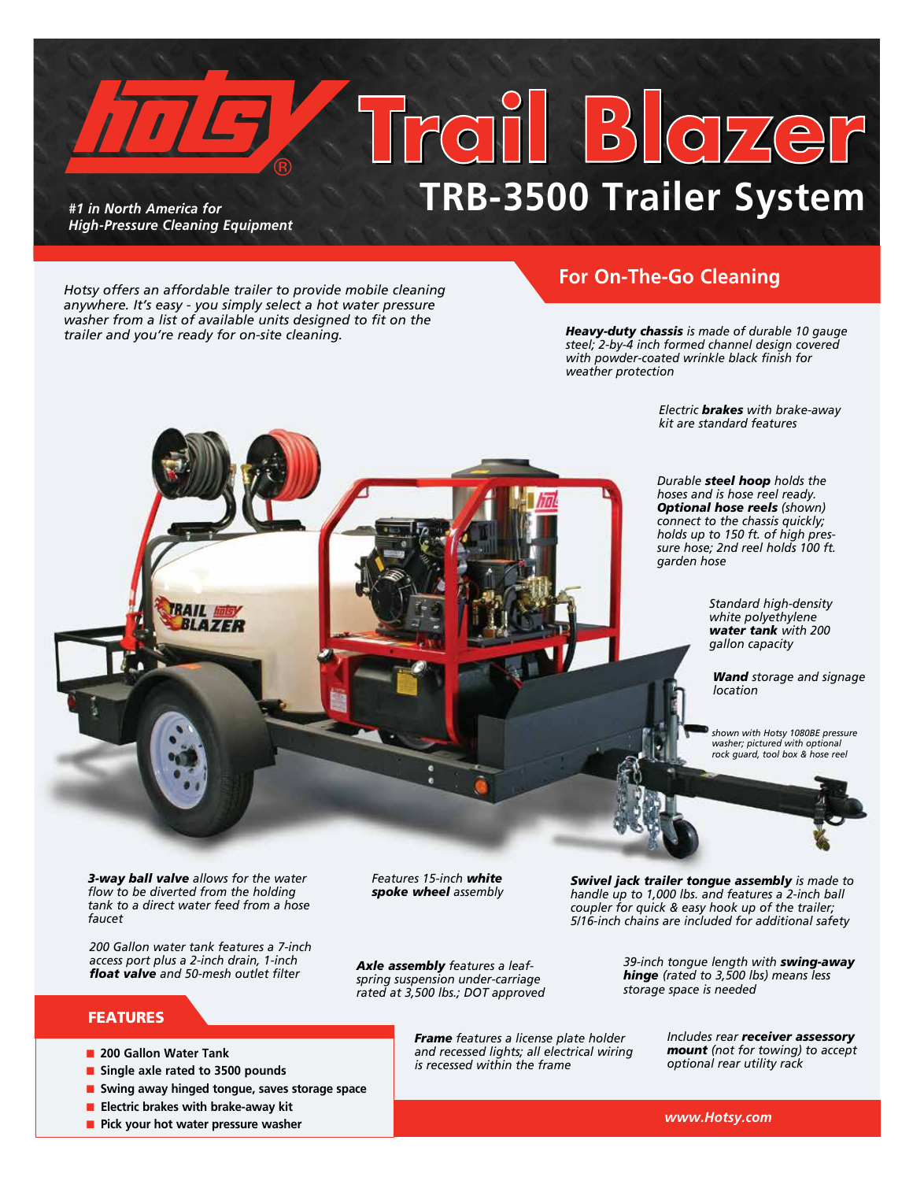# Hotsy Trail Blazer

## TRB-3500 Trailer System

*#1 in North America for High-Pressure Cleaning Equipment*

*Hotsy offers an affordable trailer to provide mobile cleaning anywhere. It's easy - you simply select a hot water pressure washer from a list of available units designed to fit on the trailer and you're ready for on-site cleaning.*

## For On-The-Go Cleaning

***Heavy-duty chassis*** *is made of durable 10 gauge steel; 2-by-4 inch formed channel design covered with powder-coated wrinkle black finish for weather protection*

*Electric* ***brakes*** *with brake-away kit are standard features*

*Durable* ***steel hoop*** *holds the hoses and is hose reel ready.* ***Optional hose reels*** *(shown) connect to the chassis quickly; holds up to 150 ft. of high pressure hose; 2nd reel holds 100 ft. garden hose*

*Standard high-density white polyethylene* ***water tank*** *with 200 gallon capacity*

***Wand*** *storage and signage location*

*shown with Hotsy 1080BE pressure washer; pictured with optional rock guard, tool box & hose reel*

***3-way ball valve*** *allows for the water flow to be diverted from the holding tank to a direct water feed from a hose faucet*

*200 Gallon water tank features a 7-inch access port plus a 2-inch drain, 1-inch* ***float valve*** *and 50-mesh outlet filter*

*Features 15-inch* ***white spoke wheel*** *assembly*

***Axle assembly*** *features a leaf-spring suspension under-carriage rated at 3,500 lbs.; DOT approved*

***Swivel jack trailer tongue assembly*** *is made to handle up to 1,000 lbs. and features a 2-inch ball coupler for quick & easy hook up of the trailer; 5/16-inch chains are included for additional safety*

*39-inch tongue length with* ***swing-away hinge*** *(rated to 3,500 lbs) means less storage space is needed*

***Frame*** *features a license plate holder and recessed lights; all electrical wiring is recessed within the frame*

*Includes rear* ***receiver assessory mount*** *(not for towing) to accept optional rear utility rack*

## FEATURES

- **200 Gallon Water Tank**
- **Single axle rated to 3500 pounds**
- **Swing away hinged tongue, saves storage space**
- **Electric brakes with brake-away kit**
- **Pick your hot water pressure washer**

*www.Hotsy.com*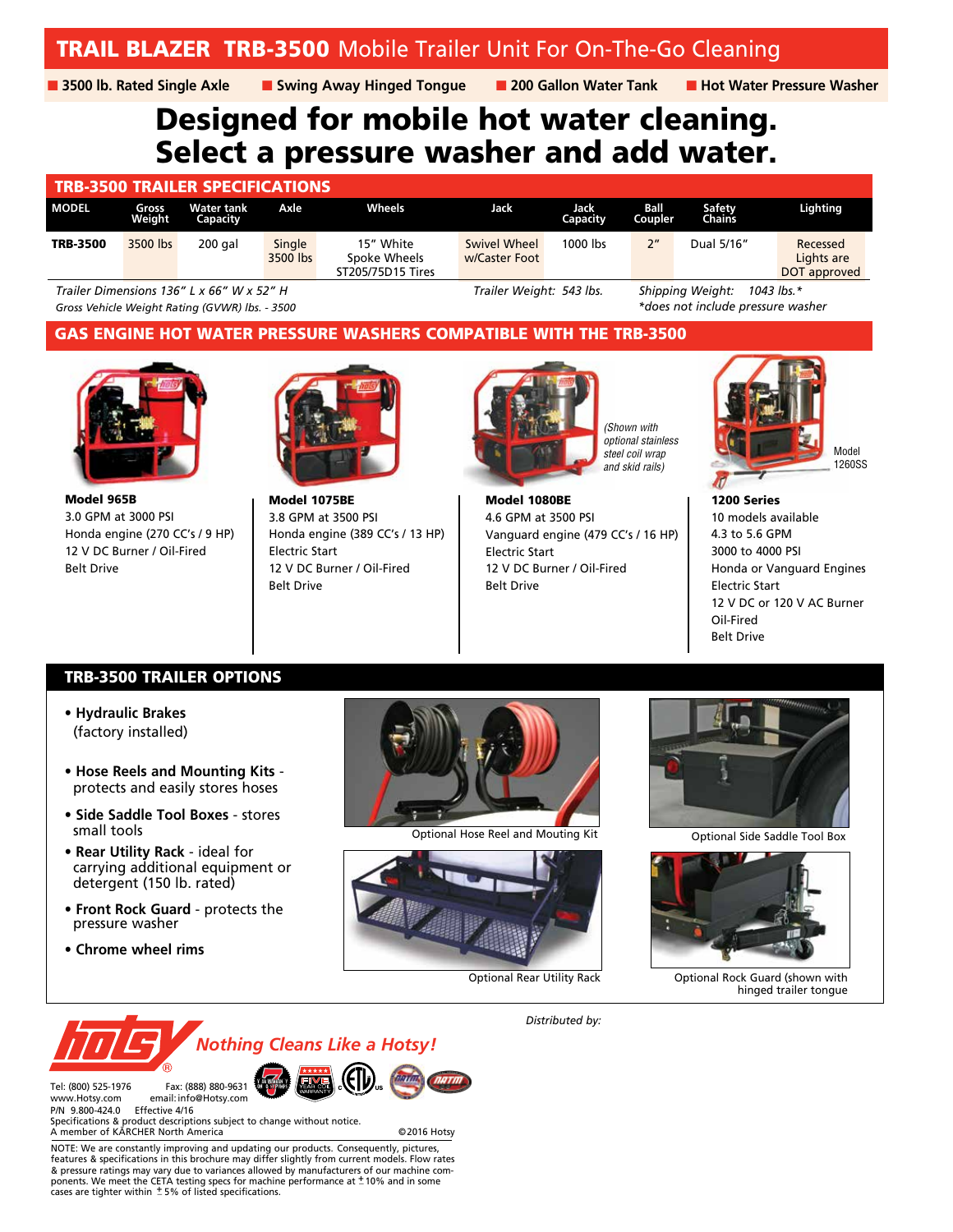# TRAIL BLAZER TRB-3500 Mobile Trailer Unit For On-The-Go Cleaning

- 3500 lb. Rated Single Axle
- Swing Away Hinged Tongue
- 200 Gallon Water Tank
- Hot Water Pressure Washer

## Designed for mobile hot water cleaning. Select a pressure washer and add water.

## TRB-3500 TRAILER SPECIFICATIONS

| MODEL | Gross Weight | Water tank Capacity | Axle | Wheels | Jack | Jack Capacity | Ball Coupler | Safety Chains | Lighting |
|---|---|---|---|---|---|---|---|---|---|
| TRB-3500 | 3500 lbs | 200 gal | Single 3500 lbs | 15" White Spoke Wheels ST205/75D15 Tires | Swivel Wheel w/Caster Foot | 1000 lbs | 2" | Dual 5/16" | Recessed Lights are DOT approved |

*Trailer Dimensions 136" L x 66" W x 52" H*
*Gross Vehicle Weight Rating (GVWR) lbs. - 3500*
*Trailer Weight: 543 lbs.*
*Shipping Weight: 1043 lbs.**
**does not include pressure washer*

## GAS ENGINE HOT WATER PRESSURE WASHERS COMPATIBLE WITH THE TRB-3500

**Model 965B**
3.0 GPM at 3000 PSI
Honda engine (270 CC's / 9 HP)
12 V DC Burner / Oil-Fired
Belt Drive

**Model 1075BE**
3.8 GPM at 3500 PSI
Honda engine (389 CC's / 13 HP)
Electric Start
12 V DC Burner / Oil-Fired
Belt Drive

*(Shown with optional stainless steel coil wrap and skid rails)*

**Model 1080BE**
4.6 GPM at 3500 PSI
Vanguard engine (479 CC's / 16 HP)
Electric Start
12 V DC Burner / Oil-Fired
Belt Drive

Model 1260SS

**1200 Series**
10 models available
4.3 to 5.6 GPM
3000 to 4000 PSI
Honda or Vanguard Engines
Electric Start
12 V DC or 120 V AC Burner
Oil-Fired
Belt Drive

## TRB-3500 TRAILER OPTIONS

- **Hydraulic Brakes** (factory installed)
- **Hose Reels and Mounting Kits** - protects and easily stores hoses
- **Side Saddle Tool Boxes** - stores small tools
- **Rear Utility Rack** - ideal for carrying additional equipment or detergent (150 lb. rated)
- **Front Rock Guard** - protects the pressure washer
- **Chrome wheel rims**

Optional Hose Reel and Mouting Kit

Optional Side Saddle Tool Box

Optional Rear Utility Rack

Optional Rock Guard (shown with hinged trailer tongue

*Nothing Cleans Like a Hotsy!*

*Distributed by:*

Tel: (800) 525-1976 Fax: (888) 880-9631
www.Hotsy.com email: info@Hotsy.com
P/N 9.800-424.0 Effective 4/16
Specifications & product descriptions subject to change without notice.
A member of KÄRCHER North America ©2016 Hotsy

NOTE: We are constantly improving and updating our products. Consequently, pictures, features & specifications in this brochure may differ slightly from current models. Flow rates & pressure ratings may vary due to variances allowed by manufacturers of our machine components. We meet the CETA testing specs for machine performance at ±10% and in some cases are tighter within ±5% of listed specifications.